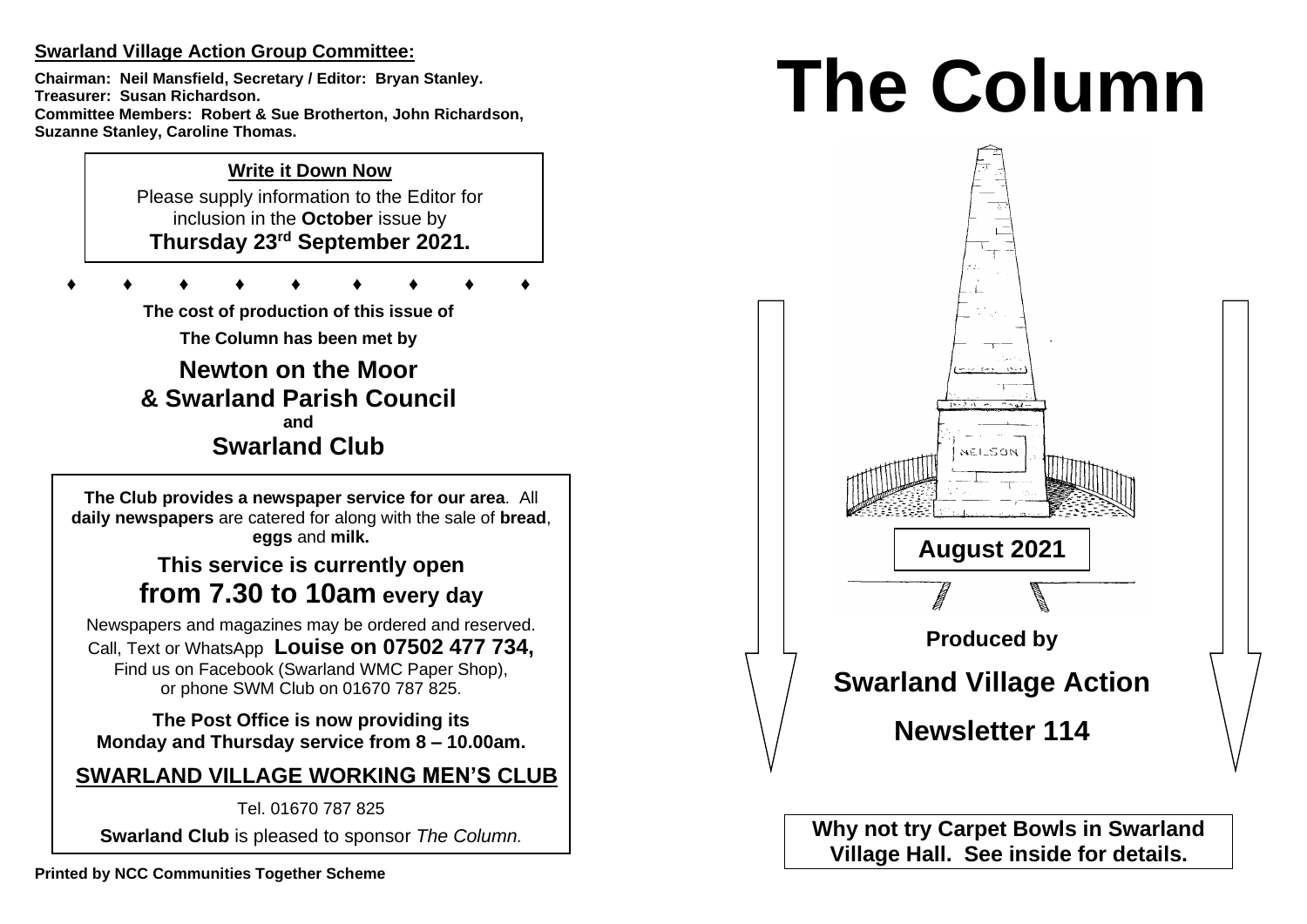**Swarland Village Action Group Committee:**

**Chairman: Neil Mansfield, Secretary / Editor: Bryan Stanley.**
**Treasurer: Susan Richardson.**
**Committee Members: Robert & Sue Brotherton, John Richardson, Suzanne Stanley, Caroline Thomas.**

**Write it Down Now**

Please supply information to the Editor for inclusion in the **October** issue by **Thursday 23rd September 2021.**

♦ ♦ ♦ ♦ ♦ ♦ ♦ ♦ ♦

**The cost of production of this issue of The Column has been met by**

## Newton on the Moor & Swarland Parish Council

**and**

## Swarland Club

**The Club provides a newspaper service for our area**. All **daily newspapers** are catered for along with the sale of **bread**, **eggs** and **milk.**

**This service is currently open from 7.30 to 10am every day**

Newspapers and magazines may be ordered and reserved. Call, Text or WhatsApp **Louise on 07502 477 734,** Find us on Facebook (Swarland WMC Paper Shop), or phone SWM Club on 01670 787 825.

**The Post Office is now providing its Monday and Thursday service from 8 – 10.00am.**

**SWARLAND VILLAGE WORKING MEN'S CLUB**

Tel. 01670 787 825

**Swarland Club** is pleased to sponsor *The Column.*

**Printed by NCC Communities Together Scheme**

# The Column

NELSON

**August 2021**

**Produced by**

## Swarland Village Action

## Newsletter 114

**Why not try Carpet Bowls in Swarland Village Hall. See inside for details.**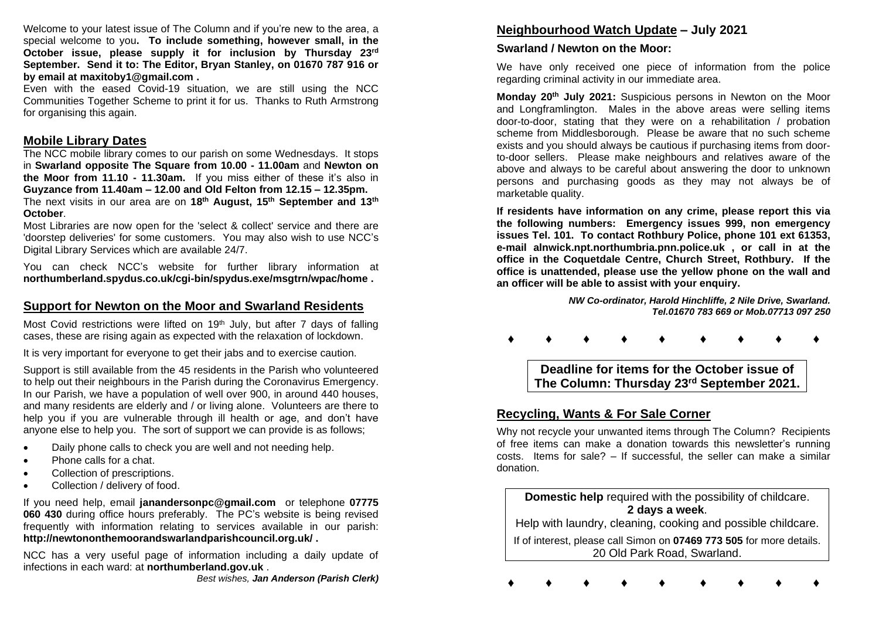Welcome to your latest issue of The Column and if you're new to the area, a special welcome to you**. To include something, however small, in the October issue, please supply it for inclusion by Thursday 23rd September. Send it to: The Editor, Bryan Stanley, on 01670 787 916 or by email at maxitoby1@gmail.com .**

Even with the eased Covid-19 situation, we are still using the NCC Communities Together Scheme to print it for us. Thanks to Ruth Armstrong for organising this again.

## Mobile Library Dates

The NCC mobile library comes to our parish on some Wednesdays. It stops in **Swarland opposite The Square from 10.00 - 11.00am** and **Newton on the Moor from 11.10 - 11.30am.** If you miss either of these it's also in **Guyzance from 11.40am – 12.00 and Old Felton from 12.15 – 12.35pm.** The next visits in our area are on **18th August, 15th September and 13th October**.

Most Libraries are now open for the 'select & collect' service and there are 'doorstep deliveries' for some customers. You may also wish to use NCC's Digital Library Services which are available 24/7.

You can check NCC's website for further library information at **northumberland.spydus.co.uk/cgi-bin/spydus.exe/msgtrn/wpac/home .**

## Support for Newton on the Moor and Swarland Residents

Most Covid restrictions were lifted on 19th July, but after 7 days of falling cases, these are rising again as expected with the relaxation of lockdown.

It is very important for everyone to get their jabs and to exercise caution.

Support is still available from the 45 residents in the Parish who volunteered to help out their neighbours in the Parish during the Coronavirus Emergency. In our Parish, we have a population of well over 900, in around 440 houses, and many residents are elderly and / or living alone. Volunteers are there to help you if you are vulnerable through ill health or age, and don't have anyone else to help you. The sort of support we can provide is as follows;

- Daily phone calls to check you are well and not needing help.
- Phone calls for a chat.
- Collection of prescriptions.
- Collection / delivery of food.

If you need help, email **janandersonpc@gmail.com** or telephone **07775 060 430** during office hours preferably. The PC's website is being revised frequently with information relating to services available in our parish: **http://newtononthemoorandswarlandparishcouncil.org.uk/ .**

NCC has a very useful page of information including a daily update of infections in each ward: at **northumberland.gov.uk** .

*Best wishes, **Jan Anderson (Parish Clerk)***

## Neighbourhood Watch Update – July 2021

### Swarland / Newton on the Moor:

We have only received one piece of information from the police regarding criminal activity in our immediate area.

**Monday 20th July 2021:** Suspicious persons in Newton on the Moor and Longframlington. Males in the above areas were selling items door-to-door, stating that they were on a rehabilitation / probation scheme from Middlesborough. Please be aware that no such scheme exists and you should always be cautious if purchasing items from door-to-door sellers. Please make neighbours and relatives aware of the above and always to be careful about answering the door to unknown persons and purchasing goods as they may not always be of marketable quality.

**If residents have information on any crime, please report this via the following numbers: Emergency issues 999, non emergency issues Tel. 101. To contact Rothbury Police, phone 101 ext 61353, e-mail alnwick.npt.northumbria.pnn.police.uk , or call in at the office in the Coquetdale Centre, Church Street, Rothbury. If the office is unattended, please use the yellow phone on the wall and an officer will be able to assist with your enquiry.**

***NW Co-ordinator, Harold Hinchliffe, 2 Nile Drive, Swarland. Tel.01670 783 669 or Mob.07713 097 250***

♦ ♦ ♦ ♦ ♦ ♦ ♦ ♦ ♦

**Deadline for items for the October issue of The Column: Thursday 23rd September 2021.**

## Recycling, Wants & For Sale Corner

Why not recycle your unwanted items through The Column? Recipients of free items can make a donation towards this newsletter's running costs. Items for sale? – If successful, the seller can make a similar donation.

**Domestic help** required with the possibility of childcare. **2 days a week**.
Help with laundry, cleaning, cooking and possible childcare.
If of interest, please call Simon on **07469 773 505** for more details. 20 Old Park Road, Swarland.

♦ ♦ ♦ ♦ ♦ ♦ ♦ ♦ ♦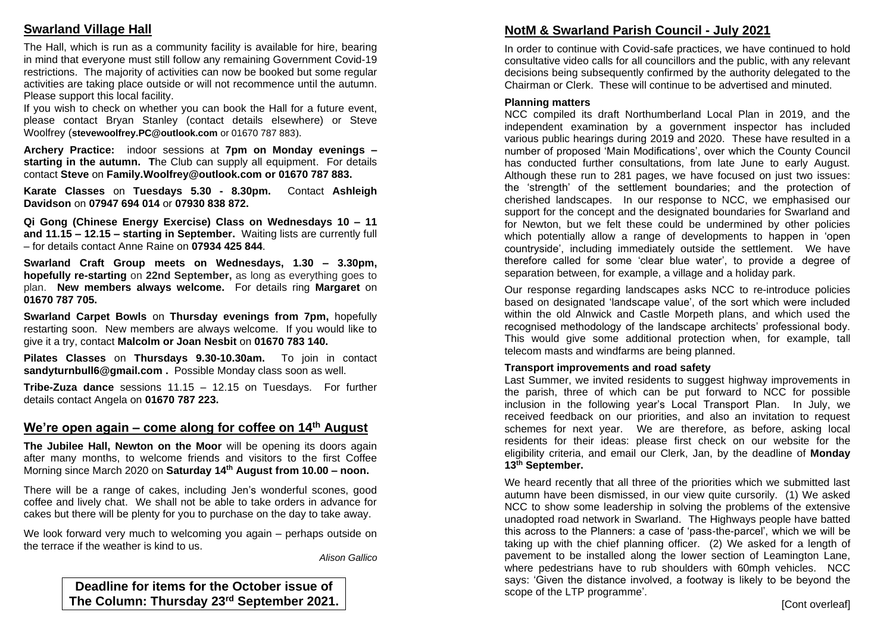## Swarland Village Hall

The Hall, which is run as a community facility is available for hire, bearing in mind that everyone must still follow any remaining Government Covid-19 restrictions. The majority of activities can now be booked but some regular activities are taking place outside or will not recommence until the autumn. Please support this local facility.

If you wish to check on whether you can book the Hall for a future event, please contact Bryan Stanley (contact details elsewhere) or Steve Woolfrey (**stevewoolfrey.PC@outlook.com** or 01670 787 883).

**Archery Practice:** indoor sessions at **7pm on Monday evenings – starting in the autumn. T**he Club can supply all equipment. For details contact **Steve** on **Family.Woolfrey@outlook.com or 01670 787 883.**

**Karate Classes** on **Tuesdays 5.30 - 8.30pm.** Contact **Ashleigh Davidson** on **07947 694 014** or **07930 838 872.**

**Qi Gong (Chinese Energy Exercise) Class on Wednesdays 10 – 11 and 11.15 – 12.15 – starting in September.** Waiting lists are currently full – for details contact Anne Raine on **07934 425 844**.

**Swarland Craft Group meets on Wednesdays, 1.30 – 3.30pm, hopefully re-starting** on **22nd September,** as long as everything goes to plan. **New members always welcome.** For details ring **Margaret** on **01670 787 705.**

**Swarland Carpet Bowls** on **Thursday evenings from 7pm,** hopefully restarting soon. New members are always welcome. If you would like to give it a try, contact **Malcolm or Joan Nesbit** on **01670 783 140.**

**Pilates Classes** on **Thursdays 9.30-10.30am.** To join in contact **sandyturnbull6@gmail.com .** Possible Monday class soon as well.

**Tribe-Zuza dance** sessions 11.15 – 12.15 on Tuesdays. For further details contact Angela on **01670 787 223.**

## We're open again – come along for coffee on 14th August

**The Jubilee Hall, Newton on the Moor** will be opening its doors again after many months, to welcome friends and visitors to the first Coffee Morning since March 2020 on **Saturday 14th August from 10.00 – noon.**

There will be a range of cakes, including Jen's wonderful scones, good coffee and lively chat. We shall not be able to take orders in advance for cakes but there will be plenty for you to purchase on the day to take away.

We look forward very much to welcoming you again – perhaps outside on the terrace if the weather is kind to us.

*Alison Gallico*

**Deadline for items for the October issue of The Column: Thursday 23rd September 2021.**

## NotM & Swarland Parish Council - July 2021

In order to continue with Covid-safe practices, we have continued to hold consultative video calls for all councillors and the public, with any relevant decisions being subsequently confirmed by the authority delegated to the Chairman or Clerk. These will continue to be advertised and minuted.

### Planning matters

NCC compiled its draft Northumberland Local Plan in 2019, and the independent examination by a government inspector has included various public hearings during 2019 and 2020. These have resulted in a number of proposed 'Main Modifications', over which the County Council has conducted further consultations, from late June to early August. Although these run to 281 pages, we have focused on just two issues: the 'strength' of the settlement boundaries; and the protection of cherished landscapes. In our response to NCC, we emphasised our support for the concept and the designated boundaries for Swarland and for Newton, but we felt these could be undermined by other policies which potentially allow a range of developments to happen in 'open countryside', including immediately outside the settlement. We have therefore called for some 'clear blue water', to provide a degree of separation between, for example, a village and a holiday park.

Our response regarding landscapes asks NCC to re-introduce policies based on designated 'landscape value', of the sort which were included within the old Alnwick and Castle Morpeth plans, and which used the recognised methodology of the landscape architects' professional body. This would give some additional protection when, for example, tall telecom masts and windfarms are being planned.

### Transport improvements and road safety

Last Summer, we invited residents to suggest highway improvements in the parish, three of which can be put forward to NCC for possible inclusion in the following year's Local Transport Plan. In July, we received feedback on our priorities, and also an invitation to request schemes for next year. We are therefore, as before, asking local residents for their ideas: please first check on our website for the eligibility criteria, and email our Clerk, Jan, by the deadline of **Monday 13th September.**

We heard recently that all three of the priorities which we submitted last autumn have been dismissed, in our view quite cursorily. (1) We asked NCC to show some leadership in solving the problems of the extensive unadopted road network in Swarland. The Highways people have batted this across to the Planners: a case of 'pass-the-parcel', which we will be taking up with the chief planning officer. (2) We asked for a length of pavement to be installed along the lower section of Leamington Lane, where pedestrians have to rub shoulders with 60mph vehicles. NCC says: 'Given the distance involved, a footway is likely to be beyond the scope of the LTP programme'.

[Cont overleaf]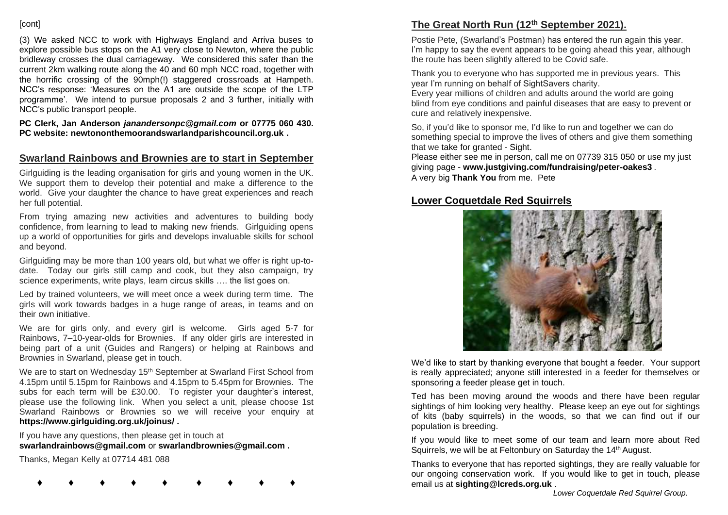[cont]

(3) We asked NCC to work with Highways England and Arriva buses to explore possible bus stops on the A1 very close to Newton, where the public bridleway crosses the dual carriageway. We considered this safer than the current 2km walking route along the 40 and 60 mph NCC road, together with the horrific crossing of the 90mph(!) staggered crossroads at Hampeth. NCC's response: 'Measures on the A1 are outside the scope of the LTP programme'. We intend to pursue proposals 2 and 3 further, initially with NCC's public transport people.

**PC Clerk, Jan Anderson *janandersonpc@gmail.com* or 07775 060 430. PC website: newtononthemoorandswarlandparishcouncil.org.uk .**

## Swarland Rainbows and Brownies are to start in September

Girlguiding is the leading organisation for girls and young women in the UK. We support them to develop their potential and make a difference to the world. Give your daughter the chance to have great experiences and reach her full potential.

From trying amazing new activities and adventures to building body confidence, from learning to lead to making new friends. Girlguiding opens up a world of opportunities for girls and develops invaluable skills for school and beyond.

Girlguiding may be more than 100 years old, but what we offer is right up-to-date. Today our girls still camp and cook, but they also campaign, try science experiments, write plays, learn circus skills …. the list goes on.

Led by trained volunteers, we will meet once a week during term time. The girls will work towards badges in a huge range of areas, in teams and on their own initiative.

We are for girls only, and every girl is welcome. Girls aged 5-7 for Rainbows, 7–10-year-olds for Brownies. If any older girls are interested in being part of a unit (Guides and Rangers) or helping at Rainbows and Brownies in Swarland, please get in touch.

We are to start on Wednesday 15th September at Swarland First School from 4.15pm until 5.15pm for Rainbows and 4.15pm to 5.45pm for Brownies. The subs for each term will be £30.00. To register your daughter's interest, please use the following link. When you select a unit, please choose 1st Swarland Rainbows or Brownies so we will receive your enquiry at **https://www.girlguiding.org.uk/joinus/ .**

If you have any questions, then please get in touch at **swarlandrainbows@gmail.com** or **swarlandbrownies@gmail.com .**

Thanks, Megan Kelly at 07714 481 088

♦ ♦ ♦ ♦ ♦ ♦ ♦ ♦ ♦

## The Great North Run (12th September 2021).

Postie Pete, (Swarland's Postman) has entered the run again this year. I'm happy to say the event appears to be going ahead this year, although the route has been slightly altered to be Covid safe.

Thank you to everyone who has supported me in previous years. This year I'm running on behalf of SightSavers charity.
Every year millions of children and adults around the world are going blind from eye conditions and painful diseases that are easy to prevent or cure and relatively inexpensive.

So, if you'd like to sponsor me, I'd like to run and together we can do something special to improve the lives of others and give them something that we take for granted - Sight.
Please either see me in person, call me on 07739 315 050 or use my just giving page - **www.justgiving.com/fundraising/peter-oakes3** .
A very big **Thank You** from me. Pete

## Lower Coquetdale Red Squirrels

We'd like to start by thanking everyone that bought a feeder. Your support is really appreciated; anyone still interested in a feeder for themselves or sponsoring a feeder please get in touch.

Ted has been moving around the woods and there have been regular sightings of him looking very healthy. Please keep an eye out for sightings of kits (baby squirrels) in the woods, so that we can find out if our population is breeding.

If you would like to meet some of our team and learn more about Red Squirrels, we will be at Feltonbury on Saturday the 14th August.

Thanks to everyone that has reported sightings, they are really valuable for our ongoing conservation work. If you would like to get in touch, please email us at **sighting@lcreds.org.uk** .

*Lower Coquetdale Red Squirrel Group.*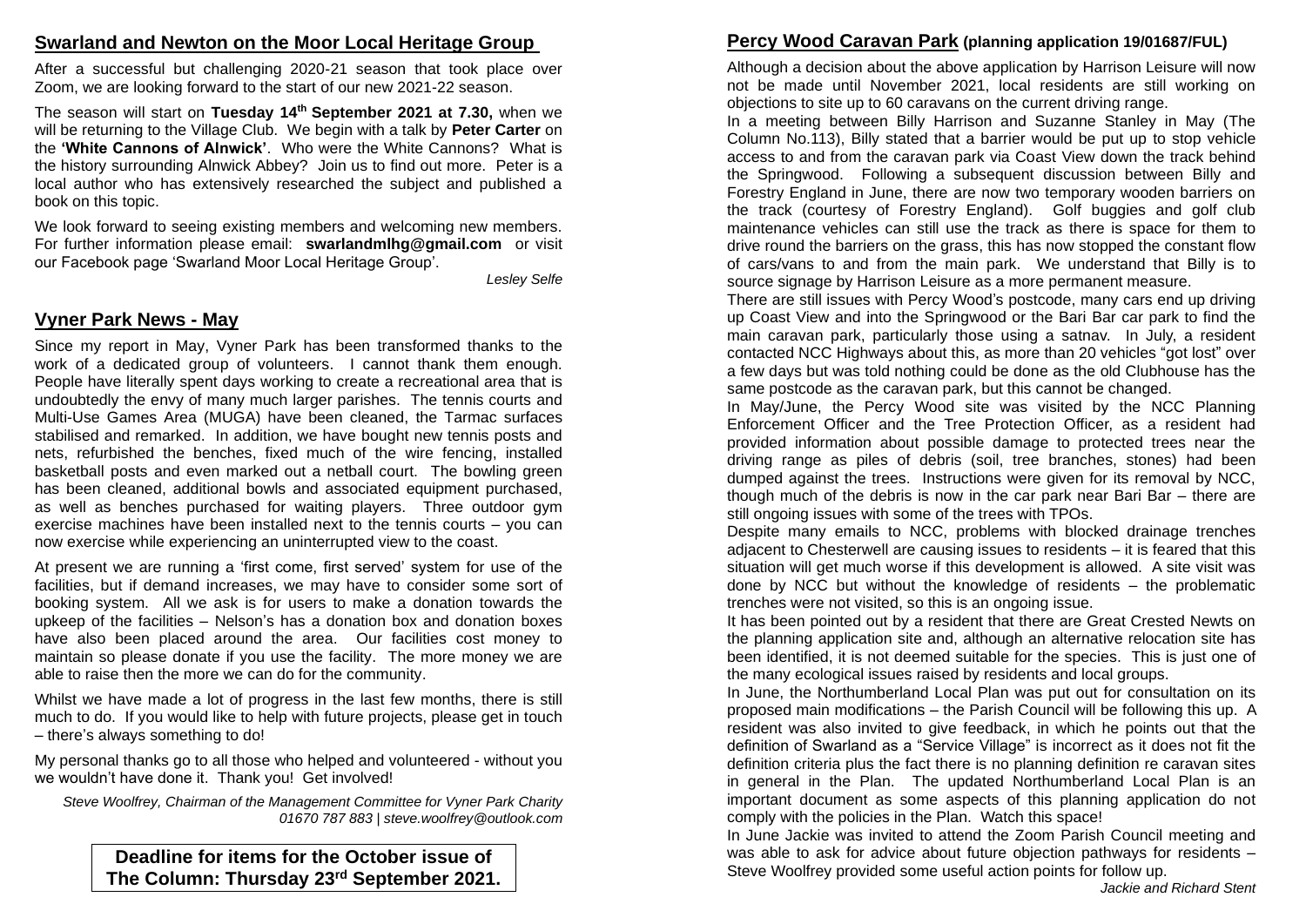## Swarland and Newton on the Moor Local Heritage Group

After a successful but challenging 2020-21 season that took place over Zoom, we are looking forward to the start of our new 2021-22 season.

The season will start on **Tuesday 14th September 2021 at 7.30,** when we will be returning to the Village Club. We begin with a talk by **Peter Carter** on the **'White Cannons of Alnwick'**. Who were the White Cannons? What is the history surrounding Alnwick Abbey? Join us to find out more. Peter is a local author who has extensively researched the subject and published a book on this topic.

We look forward to seeing existing members and welcoming new members. For further information please email: **swarlandmlhg@gmail.com** or visit our Facebook page 'Swarland Moor Local Heritage Group'.

*Lesley Selfe*

## Vyner Park News - May

Since my report in May, Vyner Park has been transformed thanks to the work of a dedicated group of volunteers. I cannot thank them enough. People have literally spent days working to create a recreational area that is undoubtedly the envy of many much larger parishes. The tennis courts and Multi-Use Games Area (MUGA) have been cleaned, the Tarmac surfaces stabilised and remarked. In addition, we have bought new tennis posts and nets, refurbished the benches, fixed much of the wire fencing, installed basketball posts and even marked out a netball court. The bowling green has been cleaned, additional bowls and associated equipment purchased, as well as benches purchased for waiting players. Three outdoor gym exercise machines have been installed next to the tennis courts – you can now exercise while experiencing an uninterrupted view to the coast.

At present we are running a 'first come, first served' system for use of the facilities, but if demand increases, we may have to consider some sort of booking system. All we ask is for users to make a donation towards the upkeep of the facilities – Nelson's has a donation box and donation boxes have also been placed around the area. Our facilities cost money to maintain so please donate if you use the facility. The more money we are able to raise then the more we can do for the community.

Whilst we have made a lot of progress in the last few months, there is still much to do. If you would like to help with future projects, please get in touch – there's always something to do!

My personal thanks go to all those who helped and volunteered - without you we wouldn't have done it. Thank you! Get involved!

*Steve Woolfrey, Chairman of the Management Committee for Vyner Park Charity*
*01670 787 883 | steve.woolfrey@outlook.com*

**Deadline for items for the October issue of The Column: Thursday 23rd September 2021.**

## Percy Wood Caravan Park (planning application 19/01687/FUL)

Although a decision about the above application by Harrison Leisure will now not be made until November 2021, local residents are still working on objections to site up to 60 caravans on the current driving range.

In a meeting between Billy Harrison and Suzanne Stanley in May (The Column No.113), Billy stated that a barrier would be put up to stop vehicle access to and from the caravan park via Coast View down the track behind the Springwood. Following a subsequent discussion between Billy and Forestry England in June, there are now two temporary wooden barriers on the track (courtesy of Forestry England). Golf buggies and golf club maintenance vehicles can still use the track as there is space for them to drive round the barriers on the grass, this has now stopped the constant flow of cars/vans to and from the main park. We understand that Billy is to source signage by Harrison Leisure as a more permanent measure.

There are still issues with Percy Wood's postcode, many cars end up driving up Coast View and into the Springwood or the Bari Bar car park to find the main caravan park, particularly those using a satnav. In July, a resident contacted NCC Highways about this, as more than 20 vehicles "got lost" over a few days but was told nothing could be done as the old Clubhouse has the same postcode as the caravan park, but this cannot be changed.

In May/June, the Percy Wood site was visited by the NCC Planning Enforcement Officer and the Tree Protection Officer, as a resident had provided information about possible damage to protected trees near the driving range as piles of debris (soil, tree branches, stones) had been dumped against the trees. Instructions were given for its removal by NCC, though much of the debris is now in the car park near Bari Bar – there are still ongoing issues with some of the trees with TPOs.

Despite many emails to NCC, problems with blocked drainage trenches adjacent to Chesterwell are causing issues to residents – it is feared that this situation will get much worse if this development is allowed. A site visit was done by NCC but without the knowledge of residents – the problematic trenches were not visited, so this is an ongoing issue.

It has been pointed out by a resident that there are Great Crested Newts on the planning application site and, although an alternative relocation site has been identified, it is not deemed suitable for the species. This is just one of the many ecological issues raised by residents and local groups.

In June, the Northumberland Local Plan was put out for consultation on its proposed main modifications – the Parish Council will be following this up. A resident was also invited to give feedback, in which he points out that the definition of Swarland as a "Service Village" is incorrect as it does not fit the definition criteria plus the fact there is no planning definition re caravan sites in general in the Plan. The updated Northumberland Local Plan is an important document as some aspects of this planning application do not comply with the policies in the Plan. Watch this space!

In June Jackie was invited to attend the Zoom Parish Council meeting and was able to ask for advice about future objection pathways for residents – Steve Woolfrey provided some useful action points for follow up.

*Jackie and Richard Stent*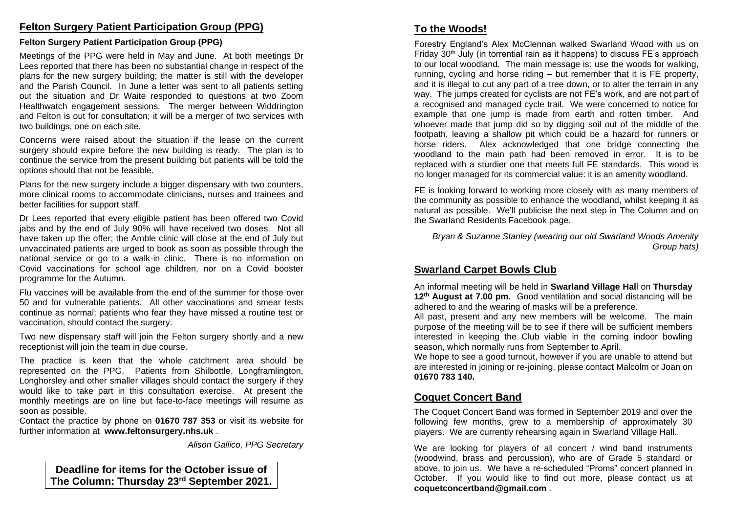## Felton Surgery Patient Participation Group (PPG)

**Felton Surgery Patient Participation Group (PPG)**

Meetings of the PPG were held in May and June. At both meetings Dr Lees reported that there has been no substantial change in respect of the plans for the new surgery building; the matter is still with the developer and the Parish Council. In June a letter was sent to all patients setting out the situation and Dr Waite responded to questions at two Zoom Healthwatch engagement sessions. The merger between Widdrington and Felton is out for consultation; it will be a merger of two services with two buildings, one on each site.

Concerns were raised about the situation if the lease on the current surgery should expire before the new building is ready. The plan is to continue the service from the present building but patients will be told the options should that not be feasible.

Plans for the new surgery include a bigger dispensary with two counters, more clinical rooms to accommodate clinicians, nurses and trainees and better facilities for support staff.

Dr Lees reported that every eligible patient has been offered two Covid jabs and by the end of July 90% will have received two doses. Not all have taken up the offer; the Amble clinic will close at the end of July but unvaccinated patients are urged to book as soon as possible through the national service or go to a walk-in clinic. There is no information on Covid vaccinations for school age children, nor on a Covid booster programme for the Autumn.

Flu vaccines will be available from the end of the summer for those over 50 and for vulnerable patients. All other vaccinations and smear tests continue as normal; patients who fear they have missed a routine test or vaccination, should contact the surgery.

Two new dispensary staff will join the Felton surgery shortly and a new receptionist will join the team in due course.

The practice is keen that the whole catchment area should be represented on the PPG. Patients from Shilbottle, Longframlington, Longhorsley and other smaller villages should contact the surgery if they would like to take part in this consultation exercise. At present the monthly meetings are on line but face-to-face meetings will resume as soon as possible.

Contact the practice by phone on **01670 787 353** or visit its website for further information at **www.feltonsurgery.nhs.uk** .

*Alison Gallico, PPG Secretary*

**Deadline for items for the October issue of The Column: Thursday 23rd September 2021.**

## To the Woods!

Forestry England's Alex McClennan walked Swarland Wood with us on Friday 30th July (in torrential rain as it happens) to discuss FE's approach to our local woodland. The main message is: use the woods for walking, running, cycling and horse riding – but remember that it is FE property, and it is illegal to cut any part of a tree down, or to alter the terrain in any way. The jumps created for cyclists are not FE's work, and are not part of a recognised and managed cycle trail. We were concerned to notice for example that one jump is made from earth and rotten timber. And whoever made that jump did so by digging soil out of the middle of the footpath, leaving a shallow pit which could be a hazard for runners or horse riders. Alex acknowledged that one bridge connecting the woodland to the main path had been removed in error. It is to be replaced with a sturdier one that meets full FE standards. This wood is no longer managed for its commercial value: it is an amenity woodland.

FE is looking forward to working more closely with as many members of the community as possible to enhance the woodland, whilst keeping it as natural as possible. We'll publicise the next step in The Column and on the Swarland Residents Facebook page.

*Bryan & Suzanne Stanley (wearing our old Swarland Woods Amenity Group hats)*

## Swarland Carpet Bowls Club

An informal meeting will be held in **Swarland Village Hall** on **Thursday 12th August at 7.00 pm.** Good ventilation and social distancing will be adhered to and the wearing of masks will be a preference.

All past, present and any new members will be welcome. The main purpose of the meeting will be to see if there will be sufficient members interested in keeping the Club viable in the coming indoor bowling season, which normally runs from September to April.

We hope to see a good turnout, however if you are unable to attend but are interested in joining or re-joining, please contact Malcolm or Joan on **01670 783 140.**

## Coquet Concert Band

The Coquet Concert Band was formed in September 2019 and over the following few months, grew to a membership of approximately 30 players. We are currently rehearsing again in Swarland Village Hall.

We are looking for players of all concert / wind band instruments (woodwind, brass and percussion), who are of Grade 5 standard or above, to join us. We have a re-scheduled "Proms" concert planned in October. If you would like to find out more, please contact us at **coquetconcertband@gmail.com** .